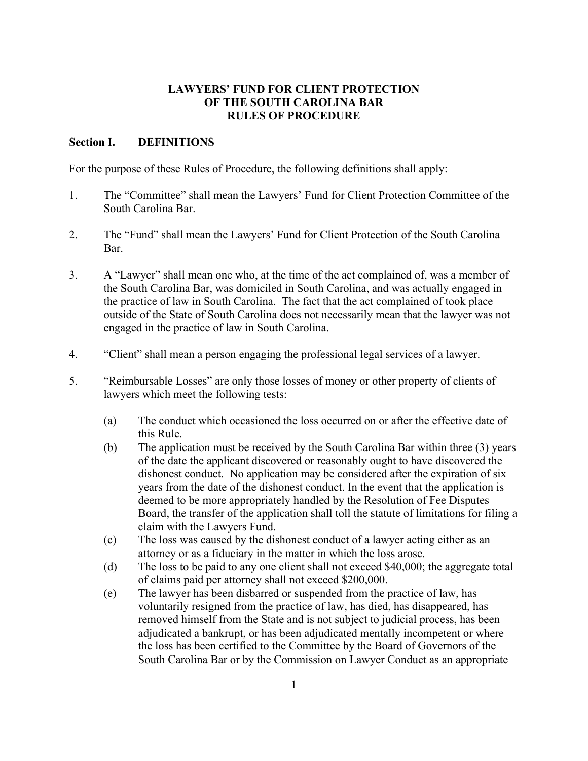# LAWYERS' FUND FOR CLIENT PROTECTION OF THE SOUTH CAROLINA BAR RULES OF PROCEDURE

## Section I. DEFINITIONS

For the purpose of these Rules of Procedure, the following definitions shall apply:

1. The "Committee" shall mean the Lawyers' Fund for Client Protection Committee of the South Carolina Bar.

2. The "Fund" shall mean the Lawyers' Fund for Client Protection of the South Carolina Bar.

3. A "Lawyer" shall mean one who, at the time of the act complained of, was a member of the South Carolina Bar, was domiciled in South Carolina, and was actually engaged in the practice of law in South Carolina. The fact that the act complained of took place outside of the State of South Carolina does not necessarily mean that the lawyer was not engaged in the practice of law in South Carolina.

4. "Client" shall mean a person engaging the professional legal services of a lawyer.

5. "Reimbursable Losses" are only those losses of money or other property of clients of lawyers which meet the following tests:

   (a) The conduct which occasioned the loss occurred on or after the effective date of this Rule.

   (b) The application must be received by the South Carolina Bar within three (3) years of the date the applicant discovered or reasonably ought to have discovered the dishonest conduct. No application may be considered after the expiration of six years from the date of the dishonest conduct. In the event that the application is deemed to be more appropriately handled by the Resolution of Fee Disputes Board, the transfer of the application shall toll the statute of limitations for filing a claim with the Lawyers Fund.

   (c) The loss was caused by the dishonest conduct of a lawyer acting either as an attorney or as a fiduciary in the matter in which the loss arose.

   (d) The loss to be paid to any one client shall not exceed $40,000; the aggregate total of claims paid per attorney shall not exceed $200,000.

   (e) The lawyer has been disbarred or suspended from the practice of law, has voluntarily resigned from the practice of law, has died, has disappeared, has removed himself from the State and is not subject to judicial process, has been adjudicated a bankrupt, or has been adjudicated mentally incompetent or where the loss has been certified to the Committee by the Board of Governors of the South Carolina Bar or by the Commission on Lawyer Conduct as an appropriate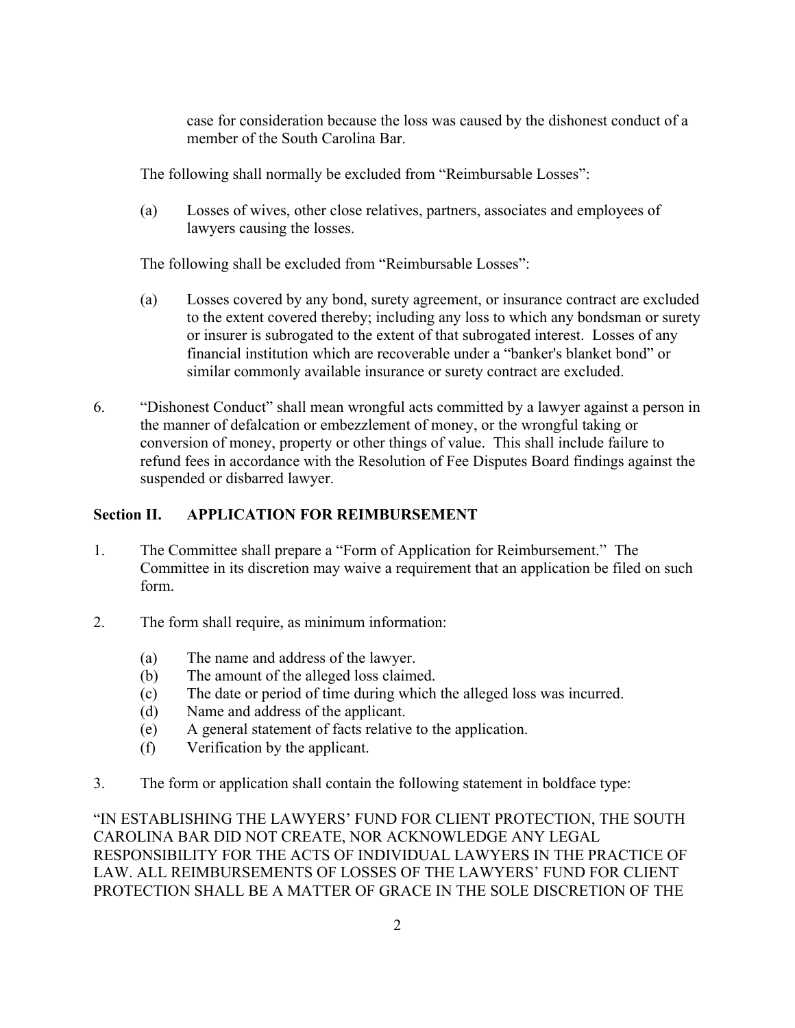case for consideration because the loss was caused by the dishonest conduct of a member of the South Carolina Bar.

The following shall normally be excluded from "Reimbursable Losses":

(a) Losses of wives, other close relatives, partners, associates and employees of lawyers causing the losses.

The following shall be excluded from "Reimbursable Losses":

(a) Losses covered by any bond, surety agreement, or insurance contract are excluded to the extent covered thereby; including any loss to which any bondsman or surety or insurer is subrogated to the extent of that subrogated interest. Losses of any financial institution which are recoverable under a "banker's blanket bond" or similar commonly available insurance or surety contract are excluded.

6. "Dishonest Conduct" shall mean wrongful acts committed by a lawyer against a person in the manner of defalcation or embezzlement of money, or the wrongful taking or conversion of money, property or other things of value. This shall include failure to refund fees in accordance with the Resolution of Fee Disputes Board findings against the suspended or disbarred lawyer.

## Section II. APPLICATION FOR REIMBURSEMENT

1. The Committee shall prepare a "Form of Application for Reimbursement." The Committee in its discretion may waive a requirement that an application be filed on such form.

2. The form shall require, as minimum information:

   (a) The name and address of the lawyer.
   (b) The amount of the alleged loss claimed.
   (c) The date or period of time during which the alleged loss was incurred.
   (d) Name and address of the applicant.
   (e) A general statement of facts relative to the application.
   (f) Verification by the applicant.

3. The form or application shall contain the following statement in boldface type:

"IN ESTABLISHING THE LAWYERS' FUND FOR CLIENT PROTECTION, THE SOUTH CAROLINA BAR DID NOT CREATE, NOR ACKNOWLEDGE ANY LEGAL RESPONSIBILITY FOR THE ACTS OF INDIVIDUAL LAWYERS IN THE PRACTICE OF LAW. ALL REIMBURSEMENTS OF LOSSES OF THE LAWYERS' FUND FOR CLIENT PROTECTION SHALL BE A MATTER OF GRACE IN THE SOLE DISCRETION OF THE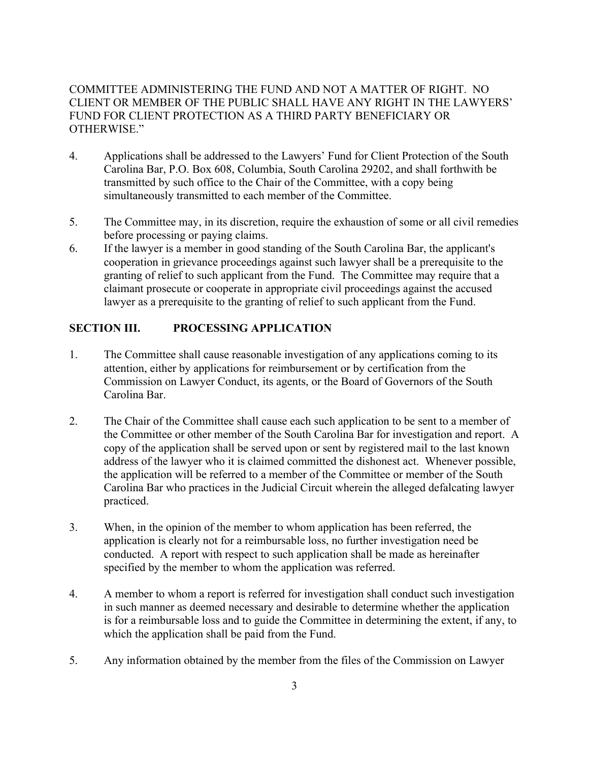COMMITTEE ADMINISTERING THE FUND AND NOT A MATTER OF RIGHT. NO CLIENT OR MEMBER OF THE PUBLIC SHALL HAVE ANY RIGHT IN THE LAWYERS' FUND FOR CLIENT PROTECTION AS A THIRD PARTY BENEFICIARY OR OTHERWISE."

4. Applications shall be addressed to the Lawyers' Fund for Client Protection of the South Carolina Bar, P.O. Box 608, Columbia, South Carolina 29202, and shall forthwith be transmitted by such office to the Chair of the Committee, with a copy being simultaneously transmitted to each member of the Committee.

5. The Committee may, in its discretion, require the exhaustion of some or all civil remedies before processing or paying claims.

6. If the lawyer is a member in good standing of the South Carolina Bar, the applicant's cooperation in grievance proceedings against such lawyer shall be a prerequisite to the granting of relief to such applicant from the Fund. The Committee may require that a claimant prosecute or cooperate in appropriate civil proceedings against the accused lawyer as a prerequisite to the granting of relief to such applicant from the Fund.

## SECTION III. PROCESSING APPLICATION

1. The Committee shall cause reasonable investigation of any applications coming to its attention, either by applications for reimbursement or by certification from the Commission on Lawyer Conduct, its agents, or the Board of Governors of the South Carolina Bar.

2. The Chair of the Committee shall cause each such application to be sent to a member of the Committee or other member of the South Carolina Bar for investigation and report. A copy of the application shall be served upon or sent by registered mail to the last known address of the lawyer who it is claimed committed the dishonest act. Whenever possible, the application will be referred to a member of the Committee or member of the South Carolina Bar who practices in the Judicial Circuit wherein the alleged defalcating lawyer practiced.

3. When, in the opinion of the member to whom application has been referred, the application is clearly not for a reimbursable loss, no further investigation need be conducted. A report with respect to such application shall be made as hereinafter specified by the member to whom the application was referred.

4. A member to whom a report is referred for investigation shall conduct such investigation in such manner as deemed necessary and desirable to determine whether the application is for a reimbursable loss and to guide the Committee in determining the extent, if any, to which the application shall be paid from the Fund.

5. Any information obtained by the member from the files of the Commission on Lawyer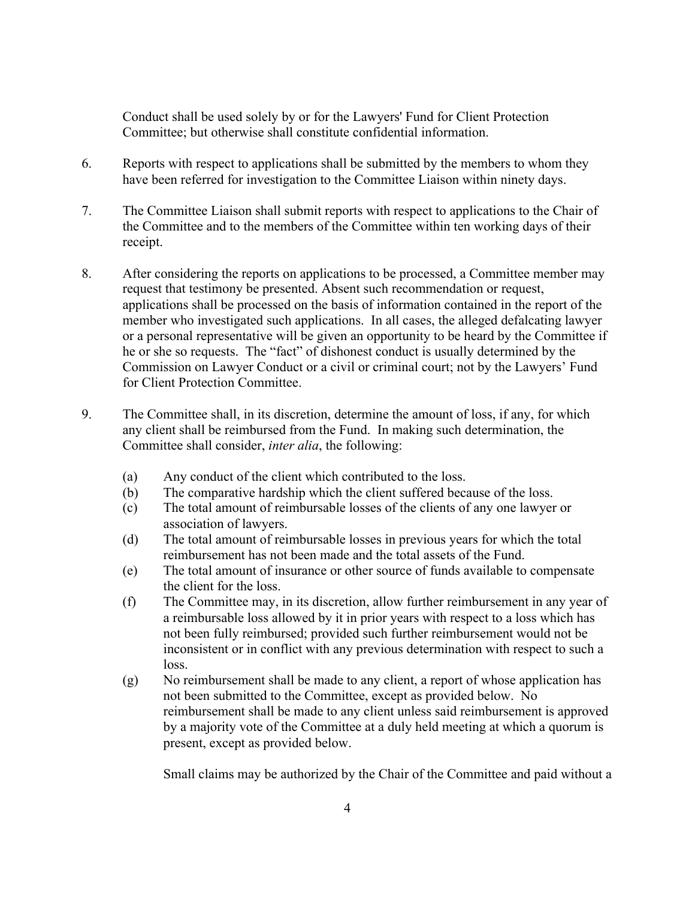Conduct shall be used solely by or for the Lawyers' Fund for Client Protection Committee; but otherwise shall constitute confidential information.

6. Reports with respect to applications shall be submitted by the members to whom they have been referred for investigation to the Committee Liaison within ninety days.

7. The Committee Liaison shall submit reports with respect to applications to the Chair of the Committee and to the members of the Committee within ten working days of their receipt.

8. After considering the reports on applications to be processed, a Committee member may request that testimony be presented. Absent such recommendation or request, applications shall be processed on the basis of information contained in the report of the member who investigated such applications. In all cases, the alleged defalcating lawyer or a personal representative will be given an opportunity to be heard by the Committee if he or she so requests. The "fact" of dishonest conduct is usually determined by the Commission on Lawyer Conduct or a civil or criminal court; not by the Lawyers' Fund for Client Protection Committee.

9. The Committee shall, in its discretion, determine the amount of loss, if any, for which any client shall be reimbursed from the Fund. In making such determination, the Committee shall consider, *inter alia*, the following:

   (a) Any conduct of the client which contributed to the loss.
   (b) The comparative hardship which the client suffered because of the loss.
   (c) The total amount of reimbursable losses of the clients of any one lawyer or association of lawyers.
   (d) The total amount of reimbursable losses in previous years for which the total reimbursement has not been made and the total assets of the Fund.
   (e) The total amount of insurance or other source of funds available to compensate the client for the loss.
   (f) The Committee may, in its discretion, allow further reimbursement in any year of a reimbursable loss allowed by it in prior years with respect to a loss which has not been fully reimbursed; provided such further reimbursement would not be inconsistent or in conflict with any previous determination with respect to such a loss.
   (g) No reimbursement shall be made to any client, a report of whose application has not been submitted to the Committee, except as provided below. No reimbursement shall be made to any client unless said reimbursement is approved by a majority vote of the Committee at a duly held meeting at which a quorum is present, except as provided below.

   Small claims may be authorized by the Chair of the Committee and paid without a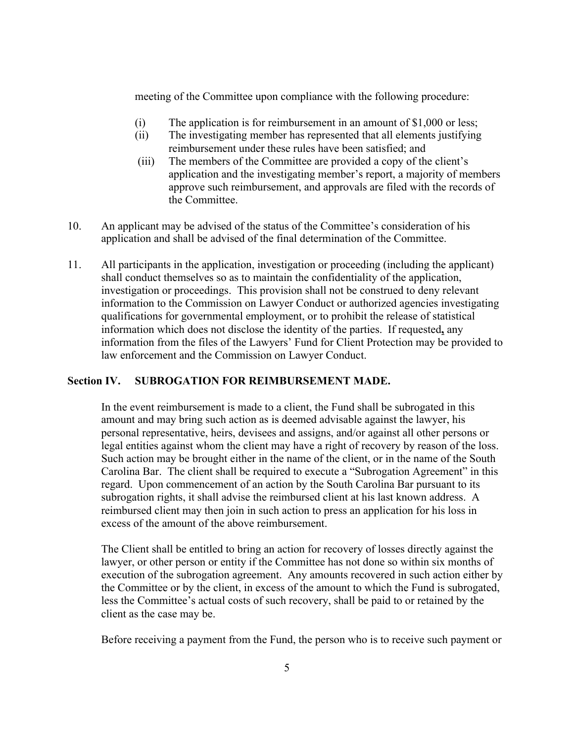meeting of the Committee upon compliance with the following procedure:

(i) The application is for reimbursement in an amount of $1,000 or less;
(ii) The investigating member has represented that all elements justifying reimbursement under these rules have been satisfied; and
(iii) The members of the Committee are provided a copy of the client's application and the investigating member's report, a majority of members approve such reimbursement, and approvals are filed with the records of the Committee.

10. An applicant may be advised of the status of the Committee's consideration of his application and shall be advised of the final determination of the Committee.

11. All participants in the application, investigation or proceeding (including the applicant) shall conduct themselves so as to maintain the confidentiality of the application, investigation or proceedings. This provision shall not be construed to deny relevant information to the Commission on Lawyer Conduct or authorized agencies investigating qualifications for governmental employment, or to prohibit the release of statistical information which does not disclose the identity of the parties. If requested**,** any information from the files of the Lawyers' Fund for Client Protection may be provided to law enforcement and the Commission on Lawyer Conduct.

## Section IV. SUBROGATION FOR REIMBURSEMENT MADE.

In the event reimbursement is made to a client, the Fund shall be subrogated in this amount and may bring such action as is deemed advisable against the lawyer, his personal representative, heirs, devisees and assigns, and/or against all other persons or legal entities against whom the client may have a right of recovery by reason of the loss. Such action may be brought either in the name of the client, or in the name of the South Carolina Bar. The client shall be required to execute a "Subrogation Agreement" in this regard. Upon commencement of an action by the South Carolina Bar pursuant to its subrogation rights, it shall advise the reimbursed client at his last known address. A reimbursed client may then join in such action to press an application for his loss in excess of the amount of the above reimbursement.

The Client shall be entitled to bring an action for recovery of losses directly against the lawyer, or other person or entity if the Committee has not done so within six months of execution of the subrogation agreement. Any amounts recovered in such action either by the Committee or by the client, in excess of the amount to which the Fund is subrogated, less the Committee's actual costs of such recovery, shall be paid to or retained by the client as the case may be.

Before receiving a payment from the Fund, the person who is to receive such payment or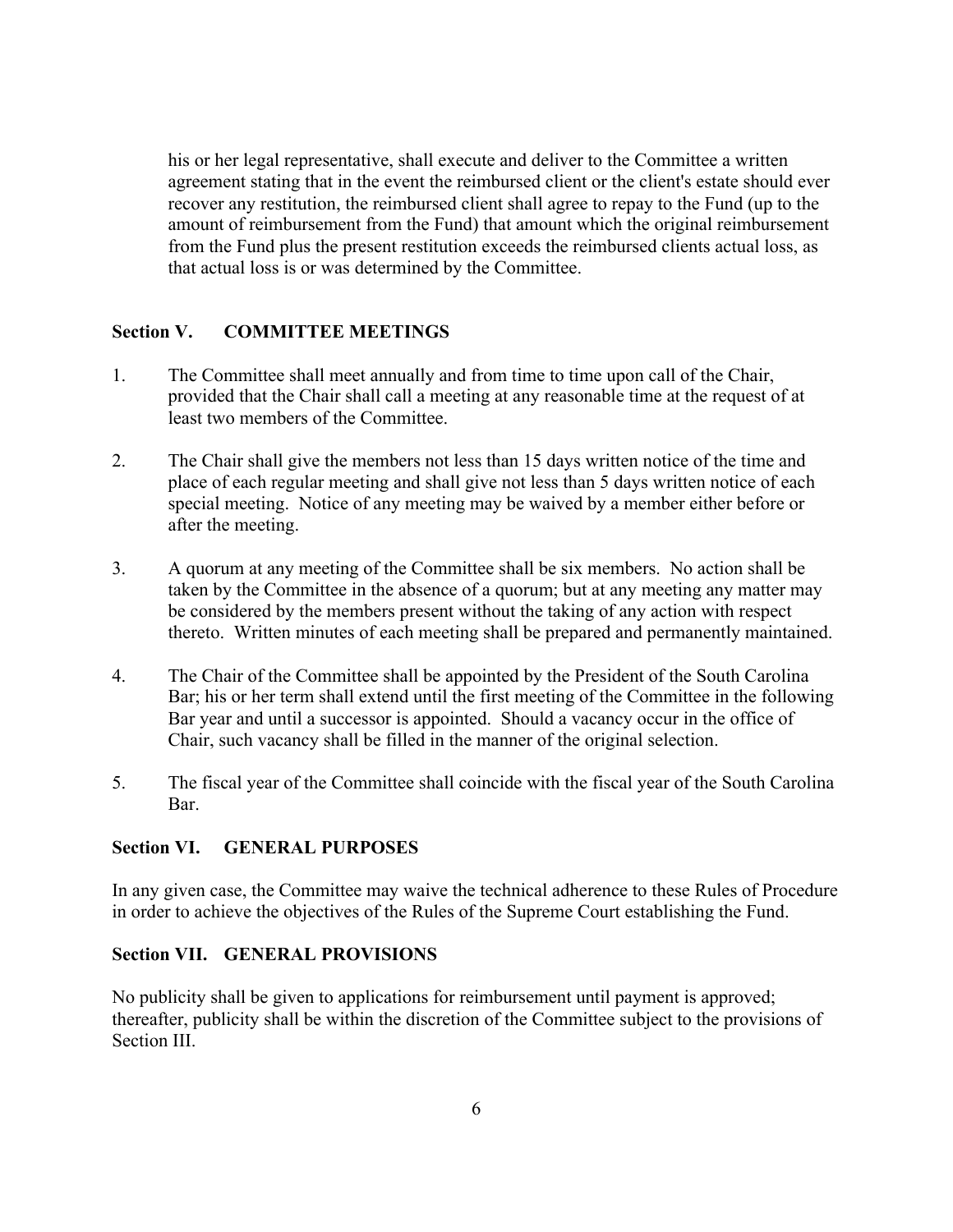his or her legal representative, shall execute and deliver to the Committee a written agreement stating that in the event the reimbursed client or the client's estate should ever recover any restitution, the reimbursed client shall agree to repay to the Fund (up to the amount of reimbursement from the Fund) that amount which the original reimbursement from the Fund plus the present restitution exceeds the reimbursed clients actual loss, as that actual loss is or was determined by the Committee.

## Section V. COMMITTEE MEETINGS

1. The Committee shall meet annually and from time to time upon call of the Chair, provided that the Chair shall call a meeting at any reasonable time at the request of at least two members of the Committee.

2. The Chair shall give the members not less than 15 days written notice of the time and place of each regular meeting and shall give not less than 5 days written notice of each special meeting. Notice of any meeting may be waived by a member either before or after the meeting.

3. A quorum at any meeting of the Committee shall be six members. No action shall be taken by the Committee in the absence of a quorum; but at any meeting any matter may be considered by the members present without the taking of any action with respect thereto. Written minutes of each meeting shall be prepared and permanently maintained.

4. The Chair of the Committee shall be appointed by the President of the South Carolina Bar; his or her term shall extend until the first meeting of the Committee in the following Bar year and until a successor is appointed. Should a vacancy occur in the office of Chair, such vacancy shall be filled in the manner of the original selection.

5. The fiscal year of the Committee shall coincide with the fiscal year of the South Carolina Bar.

## Section VI. GENERAL PURPOSES

In any given case, the Committee may waive the technical adherence to these Rules of Procedure in order to achieve the objectives of the Rules of the Supreme Court establishing the Fund.

## Section VII. GENERAL PROVISIONS

No publicity shall be given to applications for reimbursement until payment is approved; thereafter, publicity shall be within the discretion of the Committee subject to the provisions of Section III.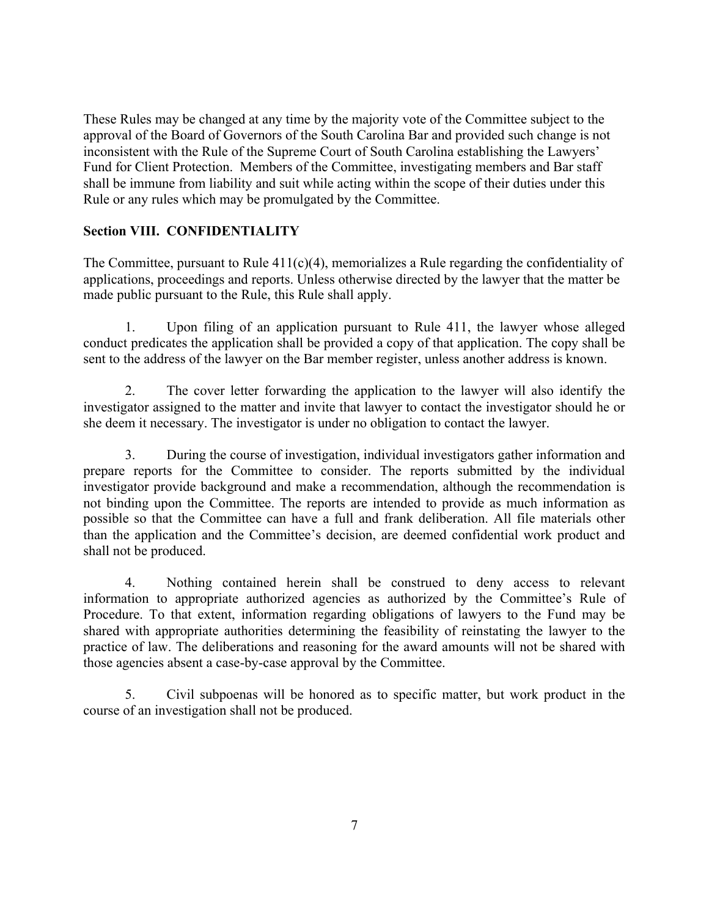These Rules may be changed at any time by the majority vote of the Committee subject to the approval of the Board of Governors of the South Carolina Bar and provided such change is not inconsistent with the Rule of the Supreme Court of South Carolina establishing the Lawyers' Fund for Client Protection. Members of the Committee, investigating members and Bar staff shall be immune from liability and suit while acting within the scope of their duties under this Rule or any rules which may be promulgated by the Committee.

**Section VIII. CONFIDENTIALITY**

The Committee, pursuant to Rule 411(c)(4), memorializes a Rule regarding the confidentiality of applications, proceedings and reports. Unless otherwise directed by the lawyer that the matter be made public pursuant to the Rule, this Rule shall apply.

1. Upon filing of an application pursuant to Rule 411, the lawyer whose alleged conduct predicates the application shall be provided a copy of that application. The copy shall be sent to the address of the lawyer on the Bar member register, unless another address is known.

2. The cover letter forwarding the application to the lawyer will also identify the investigator assigned to the matter and invite that lawyer to contact the investigator should he or she deem it necessary. The investigator is under no obligation to contact the lawyer.

3. During the course of investigation, individual investigators gather information and prepare reports for the Committee to consider. The reports submitted by the individual investigator provide background and make a recommendation, although the recommendation is not binding upon the Committee. The reports are intended to provide as much information as possible so that the Committee can have a full and frank deliberation. All file materials other than the application and the Committee's decision, are deemed confidential work product and shall not be produced.

4. Nothing contained herein shall be construed to deny access to relevant information to appropriate authorized agencies as authorized by the Committee's Rule of Procedure. To that extent, information regarding obligations of lawyers to the Fund may be shared with appropriate authorities determining the feasibility of reinstating the lawyer to the practice of law. The deliberations and reasoning for the award amounts will not be shared with those agencies absent a case-by-case approval by the Committee.

5. Civil subpoenas will be honored as to specific matter, but work product in the course of an investigation shall not be produced.